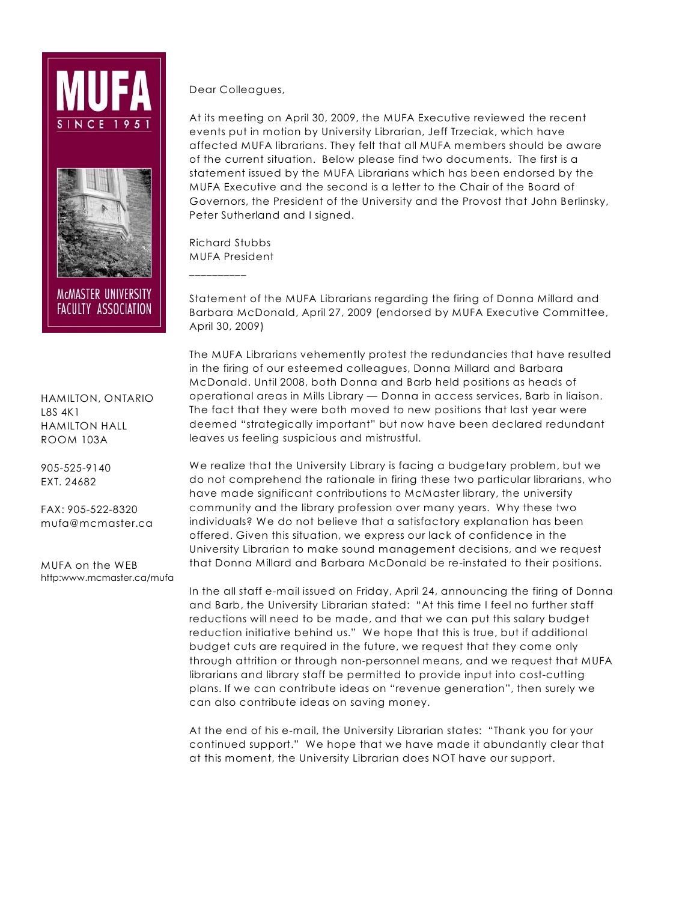# MUFA

SINCE 1951

McMASTER UNIVERSITY FACULTY ASSOCIATION

HAMILTON, ONTARIO  
L8S 4K1  
HAMILTON HALL  
ROOM 103A

905-525-9140  
EXT. 24682

FAX: 905-522-8320  
mufa@mcmaster.ca

MUFA on the WEB  
http:www.mcmaster.ca/mufa

Dear Colleagues,

At its meeting on April 30, 2009, the MUFA Executive reviewed the recent events put in motion by University Librarian, Jeff Trzeciak, which have affected MUFA librarians. They felt that all MUFA members should be aware of the current situation. Below please find two documents. The first is a statement issued by the MUFA Librarians which has been endorsed by the MUFA Executive and the second is a letter to the Chair of the Board of Governors, the President of the University and the Provost that John Berlinsky, Peter Sutherland and I signed.

Richard Stubbs  
MUFA President

__________

Statement of the MUFA Librarians regarding the firing of Donna Millard and Barbara McDonald, April 27, 2009 (endorsed by MUFA Executive Committee, April 30, 2009)

The MUFA Librarians vehemently protest the redundancies that have resulted in the firing of our esteemed colleagues, Donna Millard and Barbara McDonald. Until 2008, both Donna and Barb held positions as heads of operational areas in Mills Library — Donna in access services, Barb in liaison. The fact that they were both moved to new positions that last year were deemed "strategically important" but now have been declared redundant leaves us feeling suspicious and mistrustful.

We realize that the University Library is facing a budgetary problem, but we do not comprehend the rationale in firing these two particular librarians, who have made significant contributions to McMaster library, the university community and the library profession over many years. Why these two individuals? We do not believe that a satisfactory explanation has been offered. Given this situation, we express our lack of confidence in the University Librarian to make sound management decisions, and we request that Donna Millard and Barbara McDonald be re-instated to their positions.

In the all staff e-mail issued on Friday, April 24, announcing the firing of Donna and Barb, the University Librarian stated: "At this time I feel no further staff reductions will need to be made, and that we can put this salary budget reduction initiative behind us." We hope that this is true, but if additional budget cuts are required in the future, we request that they come only through attrition or through non-personnel means, and we request that MUFA librarians and library staff be permitted to provide input into cost-cutting plans. If we can contribute ideas on "revenue generation", then surely we can also contribute ideas on saving money.

At the end of his e-mail, the University Librarian states: "Thank you for your continued support." We hope that we have made it abundantly clear that at this moment, the University Librarian does NOT have our support.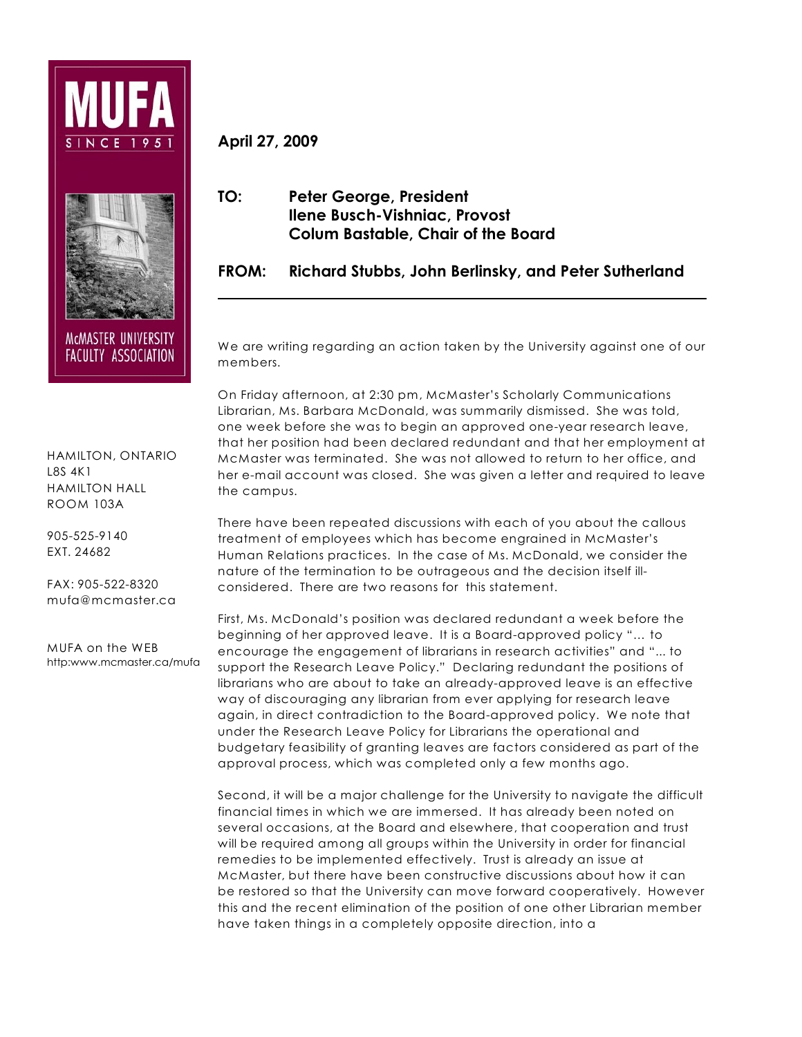**MUFA**

SINCE 1951

McMASTER UNIVERSITY FACULTY ASSOCIATION

HAMILTON, ONTARIO
L8S 4K1
HAMILTON HALL
ROOM 103A

905-525-9140
EXT. 24682

FAX: 905-522-8320
mufa@mcmaster.ca

MUFA on the WEB
http:www.mcmaster.ca/mufa

**April 27, 2009**

**TO:** **Peter George, President**
**Ilene Busch-Vishniac, Provost**
**Colum Bastable, Chair of the Board**

**FROM:** **Richard Stubbs, John Berlinsky, and Peter Sutherland**

---

We are writing regarding an action taken by the University against one of our members.

On Friday afternoon, at 2:30 pm, McMaster's Scholarly Communications Librarian, Ms. Barbara McDonald, was summarily dismissed. She was told, one week before she was to begin an approved one-year research leave, that her position had been declared redundant and that her employment at McMaster was terminated. She was not allowed to return to her office, and her e-mail account was closed. She was given a letter and required to leave the campus.

There have been repeated discussions with each of you about the callous treatment of employees which has become engrained in McMaster's Human Relations practices. In the case of Ms. McDonald, we consider the nature of the termination to be outrageous and the decision itself ill-considered. There are two reasons for this statement.

First, Ms. McDonald's position was declared redundant a week before the beginning of her approved leave. It is a Board-approved policy "... to encourage the engagement of librarians in research activities" and "... to support the Research Leave Policy." Declaring redundant the positions of librarians who are about to take an already-approved leave is an effective way of discouraging any librarian from ever applying for research leave again, in direct contradiction to the Board-approved policy. We note that under the Research Leave Policy for Librarians the operational and budgetary feasibility of granting leaves are factors considered as part of the approval process, which was completed only a few months ago.

Second, it will be a major challenge for the University to navigate the difficult financial times in which we are immersed. It has already been noted on several occasions, at the Board and elsewhere, that cooperation and trust will be required among all groups within the University in order for financial remedies to be implemented effectively. Trust is already an issue at McMaster, but there have been constructive discussions about how it can be restored so that the University can move forward cooperatively. However this and the recent elimination of the position of one other Librarian member have taken things in a completely opposite direction, into a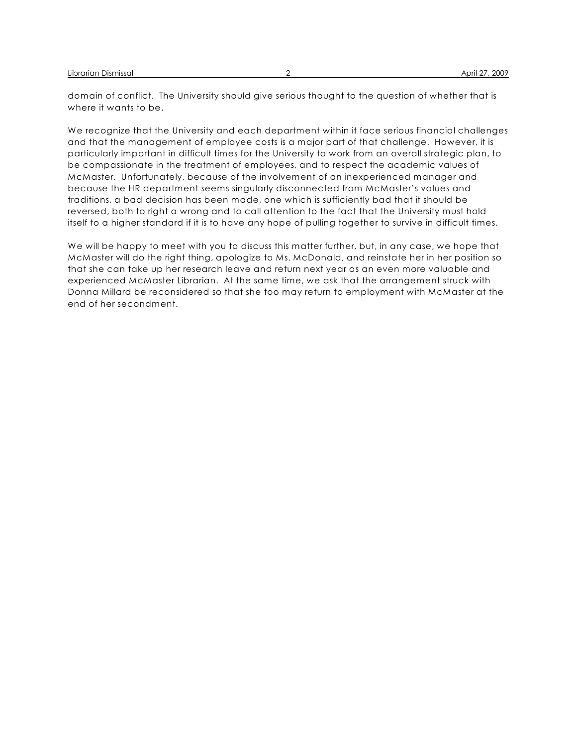domain of conflict. The University should give serious thought to the question of whether that is where it wants to be.

We recognize that the University and each department within it face serious financial challenges and that the management of employee costs is a major part of that challenge. However, it is particularly important in difficult times for the University to work from an overall strategic plan, to be compassionate in the treatment of employees, and to respect the academic values of McMaster. Unfortunately, because of the involvement of an inexperienced manager and because the HR department seems singularly disconnected from McMaster's values and traditions, a bad decision has been made, one which is sufficiently bad that it should be reversed, both to right a wrong and to call attention to the fact that the University must hold itself to a higher standard if it is to have any hope of pulling together to survive in difficult times.

We will be happy to meet with you to discuss this matter further, but, in any case, we hope that McMaster will do the right thing, apologize to Ms. McDonald, and reinstate her in her position so that she can take up her research leave and return next year as an even more valuable and experienced McMaster Librarian. At the same time, we ask that the arrangement struck with Donna Millard be reconsidered so that she too may return to employment with McMaster at the end of her secondment.